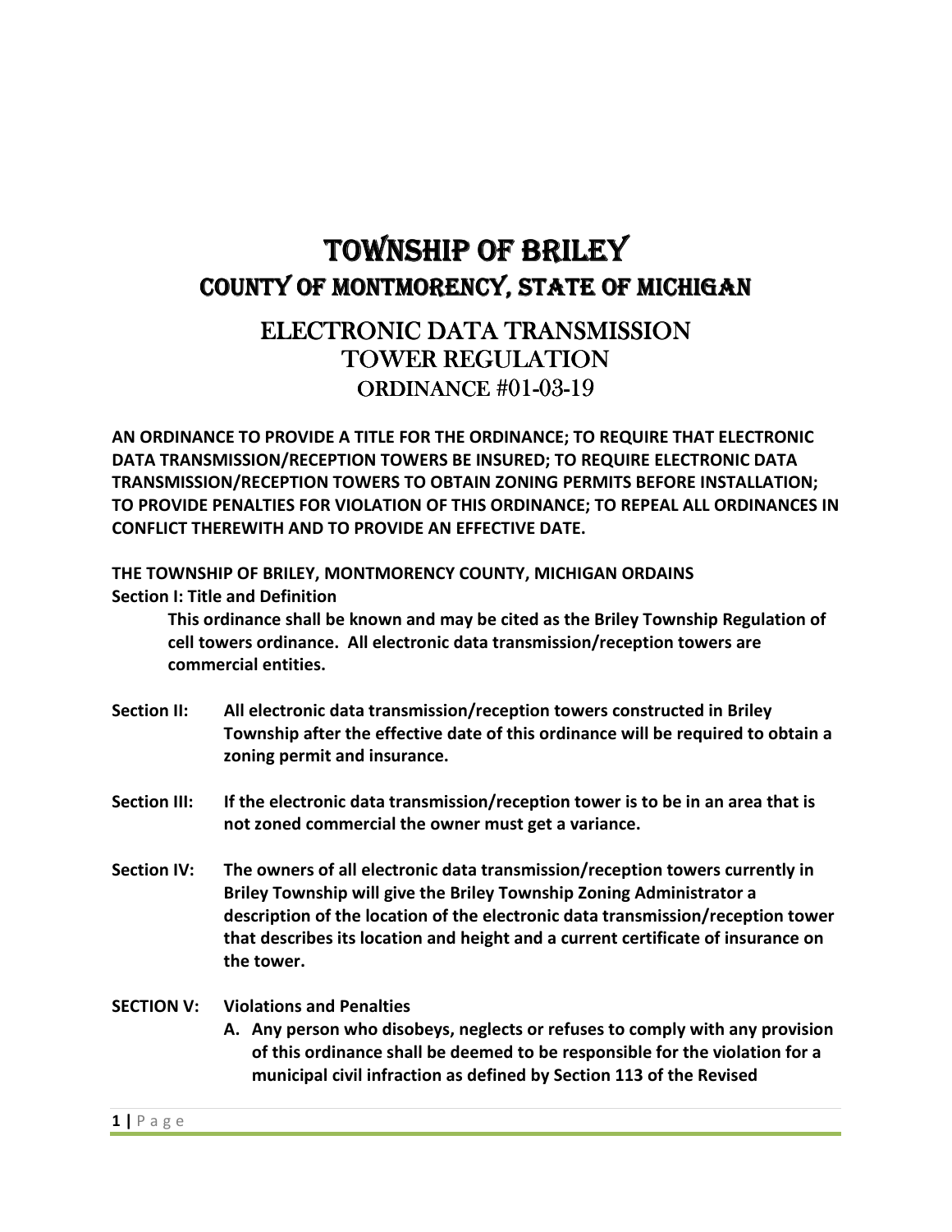# TOWNSHIP OF BRILEY
## COUNTY OF MONTMORENCY, STATE OF MICHIGAN

## ELECTRONIC DATA TRANSMISSION TOWER REGULATION ORDINANCE #01-03-19

**AN ORDINANCE TO PROVIDE A TITLE FOR THE ORDINANCE; TO REQUIRE THAT ELECTRONIC DATA TRANSMISSION/RECEPTION TOWERS BE INSURED; TO REQUIRE ELECTRONIC DATA TRANSMISSION/RECEPTION TOWERS TO OBTAIN ZONING PERMITS BEFORE INSTALLATION; TO PROVIDE PENALTIES FOR VIOLATION OF THIS ORDINANCE; TO REPEAL ALL ORDINANCES IN CONFLICT THEREWITH AND TO PROVIDE AN EFFECTIVE DATE.**

**THE TOWNSHIP OF BRILEY, MONTMORENCY COUNTY, MICHIGAN ORDAINS**

**Section I: Title and Definition**

**This ordinance shall be known and may be cited as the Briley Township Regulation of cell towers ordinance. All electronic data transmission/reception towers are commercial entities.**

**Section II:** **All electronic data transmission/reception towers constructed in Briley Township after the effective date of this ordinance will be required to obtain a zoning permit and insurance.**

**Section III:** **If the electronic data transmission/reception tower is to be in an area that is not zoned commercial the owner must get a variance.**

**Section IV:** **The owners of all electronic data transmission/reception towers currently in Briley Township will give the Briley Township Zoning Administrator a description of the location of the electronic data transmission/reception tower that describes its location and height and a current certificate of insurance on the tower.**

**SECTION V:** **Violations and Penalties**

**A. Any person who disobeys, neglects or refuses to comply with any provision of this ordinance shall be deemed to be responsible for the violation for a municipal civil infraction as defined by Section 113 of the Revised**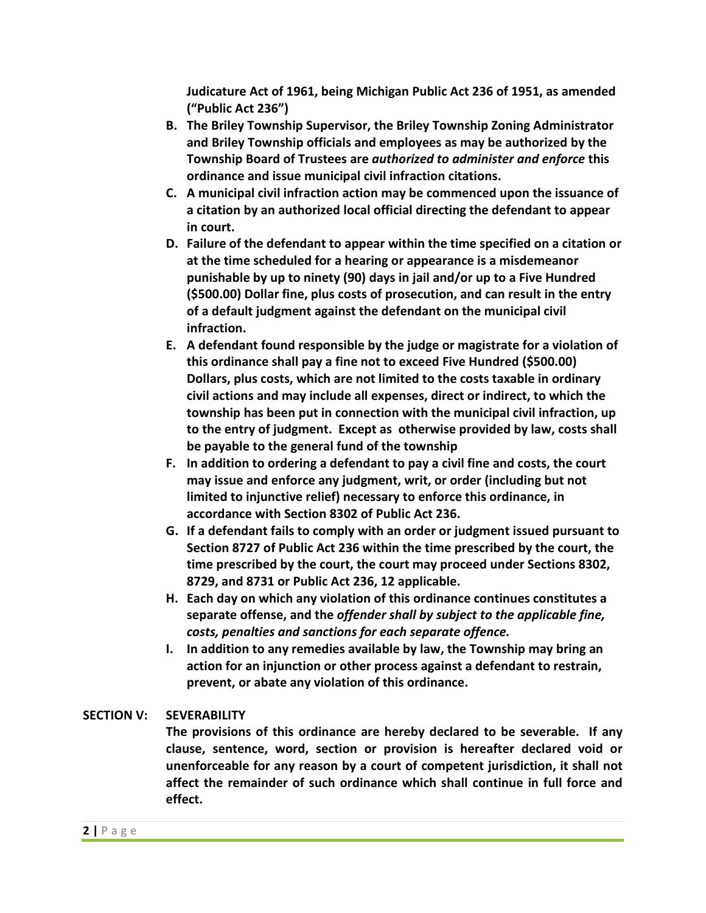**Judicature Act of 1961, being Michigan Public Act 236 of 1951, as amended ("Public Act 236")**

B. **The Briley Township Supervisor, the Briley Township Zoning Administrator and Briley Township officials and employees as may be authorized by the Township Board of Trustees are *authorized to administer and enforce* this ordinance and issue municipal civil infraction citations.**
C. **A municipal civil infraction action may be commenced upon the issuance of a citation by an authorized local official directing the defendant to appear in court.**
D. **Failure of the defendant to appear within the time specified on a citation or at the time scheduled for a hearing or appearance is a misdemeanor punishable by up to ninety (90) days in jail and/or up to a Five Hundred ($500.00) Dollar fine, plus costs of prosecution, and can result in the entry of a default judgment against the defendant on the municipal civil infraction.**
E. **A defendant found responsible by the judge or magistrate for a violation of this ordinance shall pay a fine not to exceed Five Hundred ($500.00) Dollars, plus costs, which are not limited to the costs taxable in ordinary civil actions and may include all expenses, direct or indirect, to which the township has been put in connection with the municipal civil infraction, up to the entry of judgment. Except as otherwise provided by law, costs shall be payable to the general fund of the township**
F. **In addition to ordering a defendant to pay a civil fine and costs, the court may issue and enforce any judgment, writ, or order (including but not limited to injunctive relief) necessary to enforce this ordinance, in accordance with Section 8302 of Public Act 236.**
G. **If a defendant fails to comply with an order or judgment issued pursuant to Section 8727 of Public Act 236 within the time prescribed by the court, the time prescribed by the court, the court may proceed under Sections 8302, 8729, and 8731 or Public Act 236, 12 applicable.**
H. **Each day on which any violation of this ordinance continues constitutes a separate offense, and the *offender shall by subject to the applicable fine, costs, penalties and sanctions for each separate offence.***
I. **In addition to any remedies available by law, the Township may bring an action for an injunction or other process against a defendant to restrain, prevent, or abate any violation of this ordinance.**

**SECTION V: SEVERABILITY**

**The provisions of this ordinance are hereby declared to be severable. If any clause, sentence, word, section or provision is hereafter declared void or unenforceable for any reason by a court of competent jurisdiction, it shall not affect the remainder of such ordinance which shall continue in full force and effect.**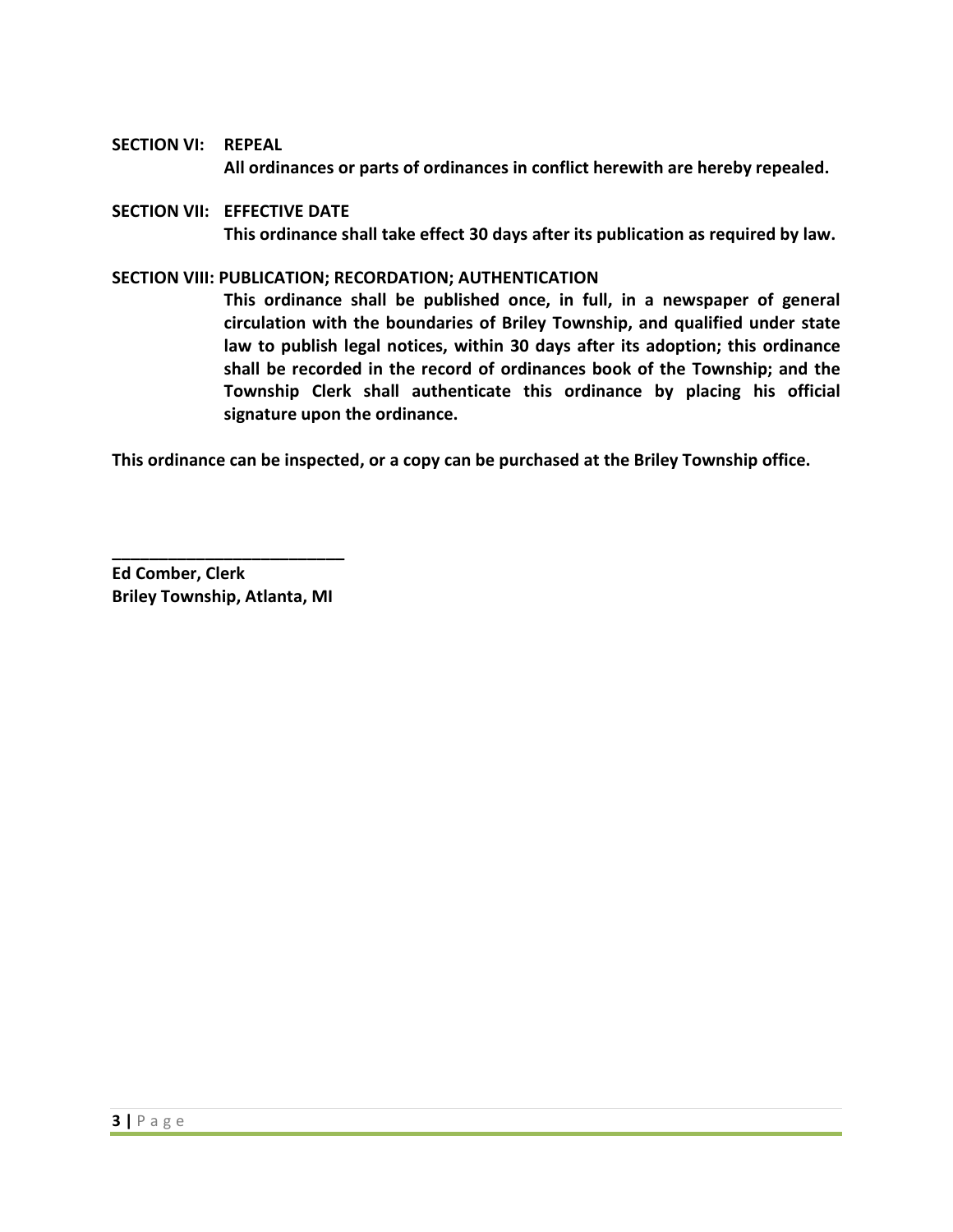**SECTION VI: REPEAL**

**All ordinances or parts of ordinances in conflict herewith are hereby repealed.**

**SECTION VII: EFFECTIVE DATE**

**This ordinance shall take effect 30 days after its publication as required by law.**

**SECTION VIII: PUBLICATION; RECORDATION; AUTHENTICATION**

**This ordinance shall be published once, in full, in a newspaper of general circulation with the boundaries of Briley Township, and qualified under state law to publish legal notices, within 30 days after its adoption; this ordinance shall be recorded in the record of ordinances book of the Township; and the Township Clerk shall authenticate this ordinance by placing his official signature upon the ordinance.**

**This ordinance can be inspected, or a copy can be purchased at the Briley Township office.**

**\_\_\_\_\_\_\_\_\_\_\_\_\_\_\_\_\_\_\_\_\_\_\_\_\_\_**

**Ed Comber, Clerk**
**Briley Township, Atlanta, MI**